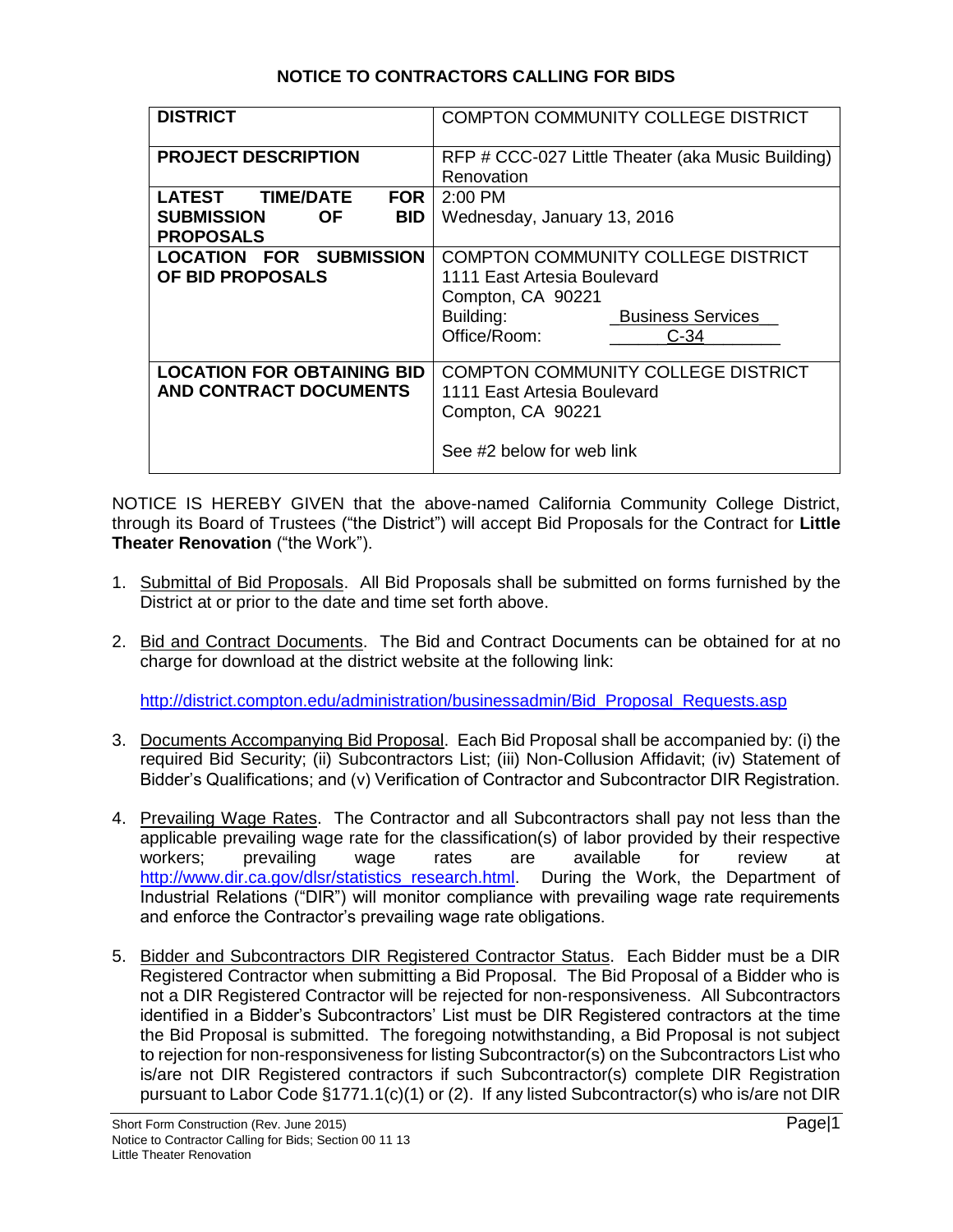# NOTICE TO CONTRACTORS CALLING FOR BIDS

| | |
|---|---|
| **DISTRICT** | COMPTON COMMUNITY COLLEGE DISTRICT |
| **PROJECT DESCRIPTION** | RFP # CCC-027 Little Theater (aka Music Building) Renovation |
| **LATEST TIME/DATE FOR SUBMISSION OF BID PROPOSALS** | 2:00 PM<br>Wednesday, January 13, 2016 |
| **LOCATION FOR SUBMISSION OF BID PROPOSALS** | COMPTON COMMUNITY COLLEGE DISTRICT<br>1111 East Artesia Boulevard<br>Compton, CA 90221<br>Building: Business Services<br>Office/Room: C-34 |
| **LOCATION FOR OBTAINING BID AND CONTRACT DOCUMENTS** | COMPTON COMMUNITY COLLEGE DISTRICT<br>1111 East Artesia Boulevard<br>Compton, CA 90221<br><br>See #2 below for web link |

NOTICE IS HEREBY GIVEN that the above-named California Community College District, through its Board of Trustees ("the District") will accept Bid Proposals for the Contract for **Little Theater Renovation** ("the Work").

1. Submittal of Bid Proposals. All Bid Proposals shall be submitted on forms furnished by the District at or prior to the date and time set forth above.

2. Bid and Contract Documents. The Bid and Contract Documents can be obtained for at no charge for download at the district website at the following link:

   http://district.compton.edu/administration/businessadmin/Bid_Proposal_Requests.asp

3. Documents Accompanying Bid Proposal. Each Bid Proposal shall be accompanied by: (i) the required Bid Security; (ii) Subcontractors List; (iii) Non-Collusion Affidavit; (iv) Statement of Bidder's Qualifications; and (v) Verification of Contractor and Subcontractor DIR Registration.

4. Prevailing Wage Rates. The Contractor and all Subcontractors shall pay not less than the applicable prevailing wage rate for the classification(s) of labor provided by their respective workers; prevailing wage rates are available for review at http://www.dir.ca.gov/dlsr/statistics_research.html. During the Work, the Department of Industrial Relations ("DIR") will monitor compliance with prevailing wage rate requirements and enforce the Contractor's prevailing wage rate obligations.

5. Bidder and Subcontractors DIR Registered Contractor Status. Each Bidder must be a DIR Registered Contractor when submitting a Bid Proposal. The Bid Proposal of a Bidder who is not a DIR Registered Contractor will be rejected for non-responsiveness. All Subcontractors identified in a Bidder's Subcontractors' List must be DIR Registered contractors at the time the Bid Proposal is submitted. The foregoing notwithstanding, a Bid Proposal is not subject to rejection for non-responsiveness for listing Subcontractor(s) on the Subcontractors List who is/are not DIR Registered contractors if such Subcontractor(s) complete DIR Registration pursuant to Labor Code §1771.1(c)(1) or (2). If any listed Subcontractor(s) who is/are not DIR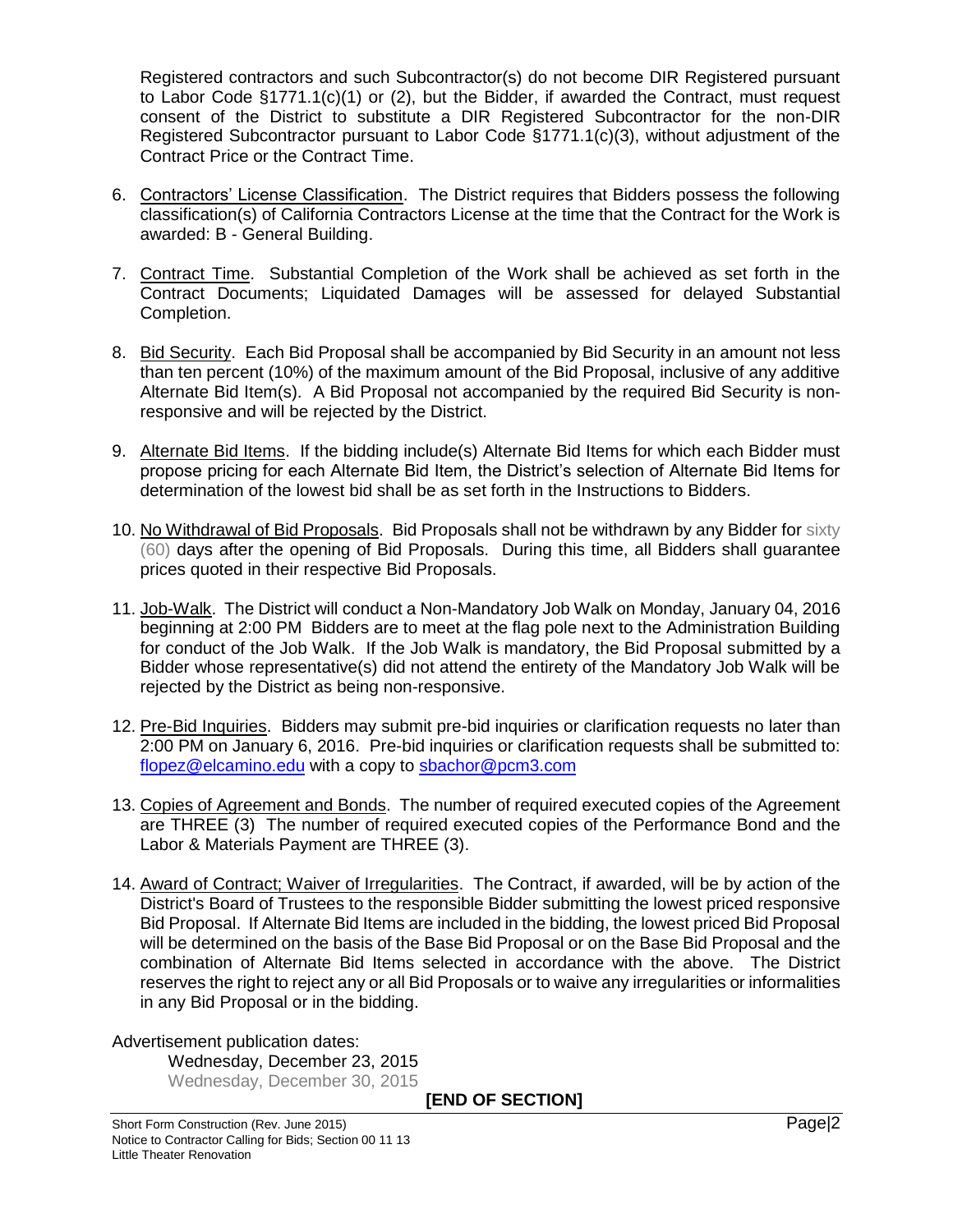Registered contractors and such Subcontractor(s) do not become DIR Registered pursuant to Labor Code §1771.1(c)(1) or (2), but the Bidder, if awarded the Contract, must request consent of the District to substitute a DIR Registered Subcontractor for the non-DIR Registered Subcontractor pursuant to Labor Code §1771.1(c)(3), without adjustment of the Contract Price or the Contract Time.

6. Contractors' License Classification. The District requires that Bidders possess the following classification(s) of California Contractors License at the time that the Contract for the Work is awarded: B - General Building.

7. Contract Time. Substantial Completion of the Work shall be achieved as set forth in the Contract Documents; Liquidated Damages will be assessed for delayed Substantial Completion.

8. Bid Security. Each Bid Proposal shall be accompanied by Bid Security in an amount not less than ten percent (10%) of the maximum amount of the Bid Proposal, inclusive of any additive Alternate Bid Item(s). A Bid Proposal not accompanied by the required Bid Security is non-responsive and will be rejected by the District.

9. Alternate Bid Items. If the bidding include(s) Alternate Bid Items for which each Bidder must propose pricing for each Alternate Bid Item, the District's selection of Alternate Bid Items for determination of the lowest bid shall be as set forth in the Instructions to Bidders.

10. No Withdrawal of Bid Proposals. Bid Proposals shall not be withdrawn by any Bidder for sixty (60) days after the opening of Bid Proposals. During this time, all Bidders shall guarantee prices quoted in their respective Bid Proposals.

11. Job-Walk. The District will conduct a Non-Mandatory Job Walk on Monday, January 04, 2016 beginning at 2:00 PM Bidders are to meet at the flag pole next to the Administration Building for conduct of the Job Walk. If the Job Walk is mandatory, the Bid Proposal submitted by a Bidder whose representative(s) did not attend the entirety of the Mandatory Job Walk will be rejected by the District as being non-responsive.

12. Pre-Bid Inquiries. Bidders may submit pre-bid inquiries or clarification requests no later than 2:00 PM on January 6, 2016. Pre-bid inquiries or clarification requests shall be submitted to: flopez@elcamino.edu with a copy to sbachor@pcm3.com

13. Copies of Agreement and Bonds. The number of required executed copies of the Agreement are THREE (3) The number of required executed copies of the Performance Bond and the Labor & Materials Payment are THREE (3).

14. Award of Contract; Waiver of Irregularities. The Contract, if awarded, will be by action of the District's Board of Trustees to the responsible Bidder submitting the lowest priced responsive Bid Proposal. If Alternate Bid Items are included in the bidding, the lowest priced Bid Proposal will be determined on the basis of the Base Bid Proposal or on the Base Bid Proposal and the combination of Alternate Bid Items selected in accordance with the above. The District reserves the right to reject any or all Bid Proposals or to waive any irregularities or informalities in any Bid Proposal or in the bidding.

Advertisement publication dates:

Wednesday, December 23, 2015
Wednesday, December 30, 2015

**[END OF SECTION]**